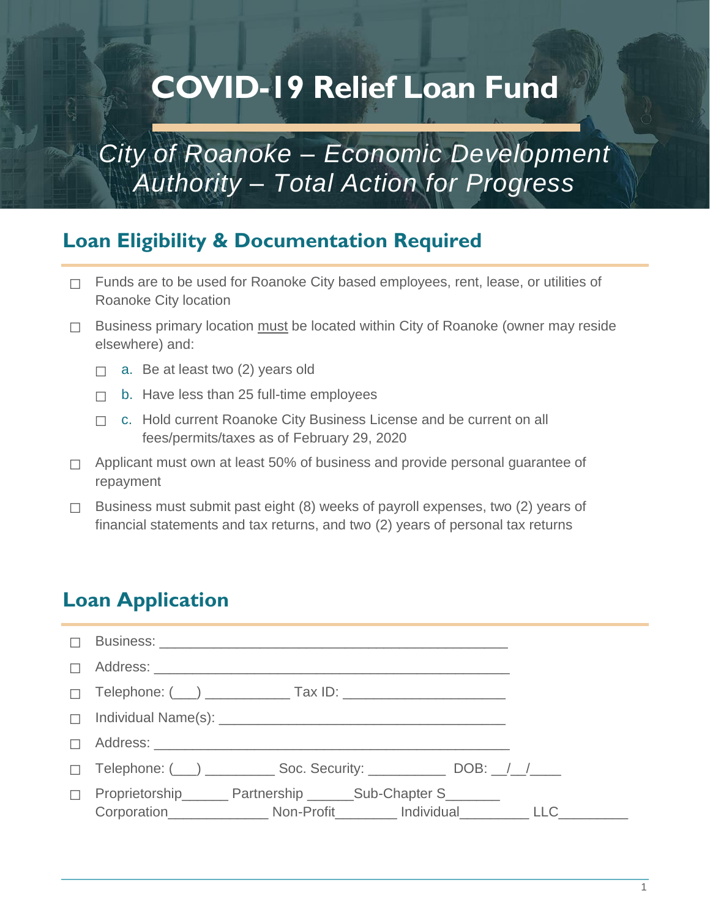# COVID-19 Relief Loan Fund

*City of Roanoke – Economic Development Authority – Total Action for Progress*

## Loan Eligibility & Documentation Required

- ☐ Funds are to be used for Roanoke City based employees, rent, lease, or utilities of Roanoke City location
- ☐ Business primary location <u>must</u> be located within City of Roanoke (owner may reside elsewhere) and:
  - ☐ a. Be at least two (2) years old
  - ☐ b. Have less than 25 full-time employees
  - ☐ c. Hold current Roanoke City Business License and be current on all fees/permits/taxes as of February 29, 2020
- ☐ Applicant must own at least 50% of business and provide personal guarantee of repayment
- ☐ Business must submit past eight (8) weeks of payroll expenses, two (2) years of financial statements and tax returns, and two (2) years of personal tax returns

## Loan Application

- ☐ Business: _____________________________________________
- ☐ Address: _____________________________________________
- ☐ Telephone: (___) ___________ Tax ID: ____________________
- ☐ Individual Name(s): ____________________________________
- ☐ Address: _____________________________________________
- ☐ Telephone: (___) _________ Soc. Security: __________ DOB: __/__/____
- ☐ Proprietorship______ Partnership ______Sub-Chapter S_______ Corporation_____________ Non-Profit________ Individual_________ LLC_________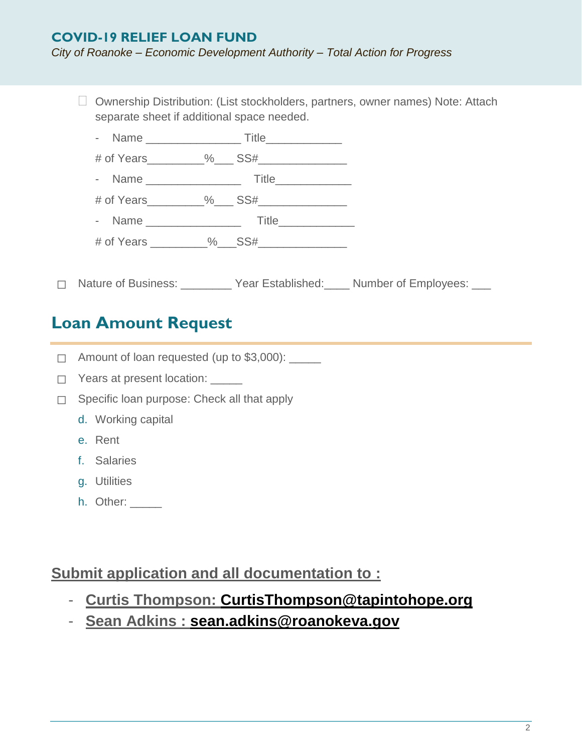☐ Ownership Distribution: (List stockholders, partners, owner names) Note: Attach separate sheet if additional space needed.

- Name _______________ Title____________

# of Years_________%___ SS#______________

- Name _______________ Title____________

# of Years_________%___ SS#______________

- Name _______________ Title____________

# of Years _________%___SS#______________

☐ Nature of Business: ________ Year Established:____ Number of Employees: ___

## Loan Amount Request

☐ Amount of loan requested (up to $3,000): _____

☐ Years at present location: _____

☐ Specific loan purpose: Check all that apply

d. Working capital
e. Rent
f. Salaries
g. Utilities
h. Other: _____

**Submit application and all documentation to :**

- **Curtis Thompson: CurtisThompson@tapintohope.org**
- **Sean Adkins : sean.adkins@roanokeva.gov**